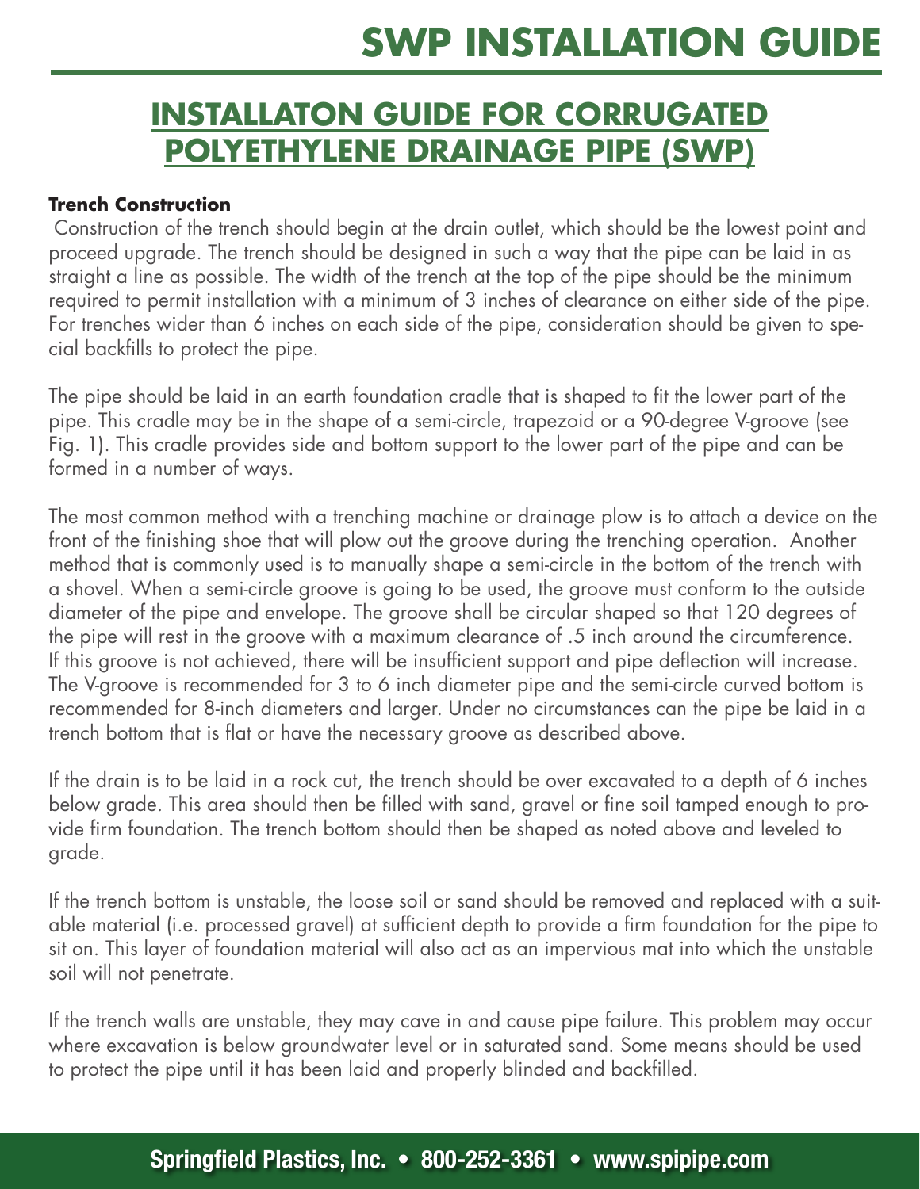# INSTALLATON GUIDE FOR CORRUGATED POLYETHYLENE DRAINAGE PIPE (SWP)

**Trench Construction**

Construction of the trench should begin at the drain outlet, which should be the lowest point and proceed upgrade. The trench should be designed in such a way that the pipe can be laid in as straight a line as possible. The width of the trench at the top of the pipe should be the minimum required to permit installation with a minimum of 3 inches of clearance on either side of the pipe. For trenches wider than 6 inches on each side of the pipe, consideration should be given to special backfills to protect the pipe.

The pipe should be laid in an earth foundation cradle that is shaped to fit the lower part of the pipe. This cradle may be in the shape of a semi-circle, trapezoid or a 90-degree V-groove (see Fig. 1). This cradle provides side and bottom support to the lower part of the pipe and can be formed in a number of ways.

The most common method with a trenching machine or drainage plow is to attach a device on the front of the finishing shoe that will plow out the groove during the trenching operation. Another method that is commonly used is to manually shape a semi-circle in the bottom of the trench with a shovel. When a semi-circle groove is going to be used, the groove must conform to the outside diameter of the pipe and envelope. The groove shall be circular shaped so that 120 degrees of the pipe will rest in the groove with a maximum clearance of .5 inch around the circumference. If this groove is not achieved, there will be insufficient support and pipe deflection will increase. The V-groove is recommended for 3 to 6 inch diameter pipe and the semi-circle curved bottom is recommended for 8-inch diameters and larger. Under no circumstances can the pipe be laid in a trench bottom that is flat or have the necessary groove as described above.

If the drain is to be laid in a rock cut, the trench should be over excavated to a depth of 6 inches below grade. This area should then be filled with sand, gravel or fine soil tamped enough to provide firm foundation. The trench bottom should then be shaped as noted above and leveled to grade.

If the trench bottom is unstable, the loose soil or sand should be removed and replaced with a suitable material (i.e. processed gravel) at sufficient depth to provide a firm foundation for the pipe to sit on. This layer of foundation material will also act as an impervious mat into which the unstable soil will not penetrate.

If the trench walls are unstable, they may cave in and cause pipe failure. This problem may occur where excavation is below groundwater level or in saturated sand. Some means should be used to protect the pipe until it has been laid and properly blinded and backfilled.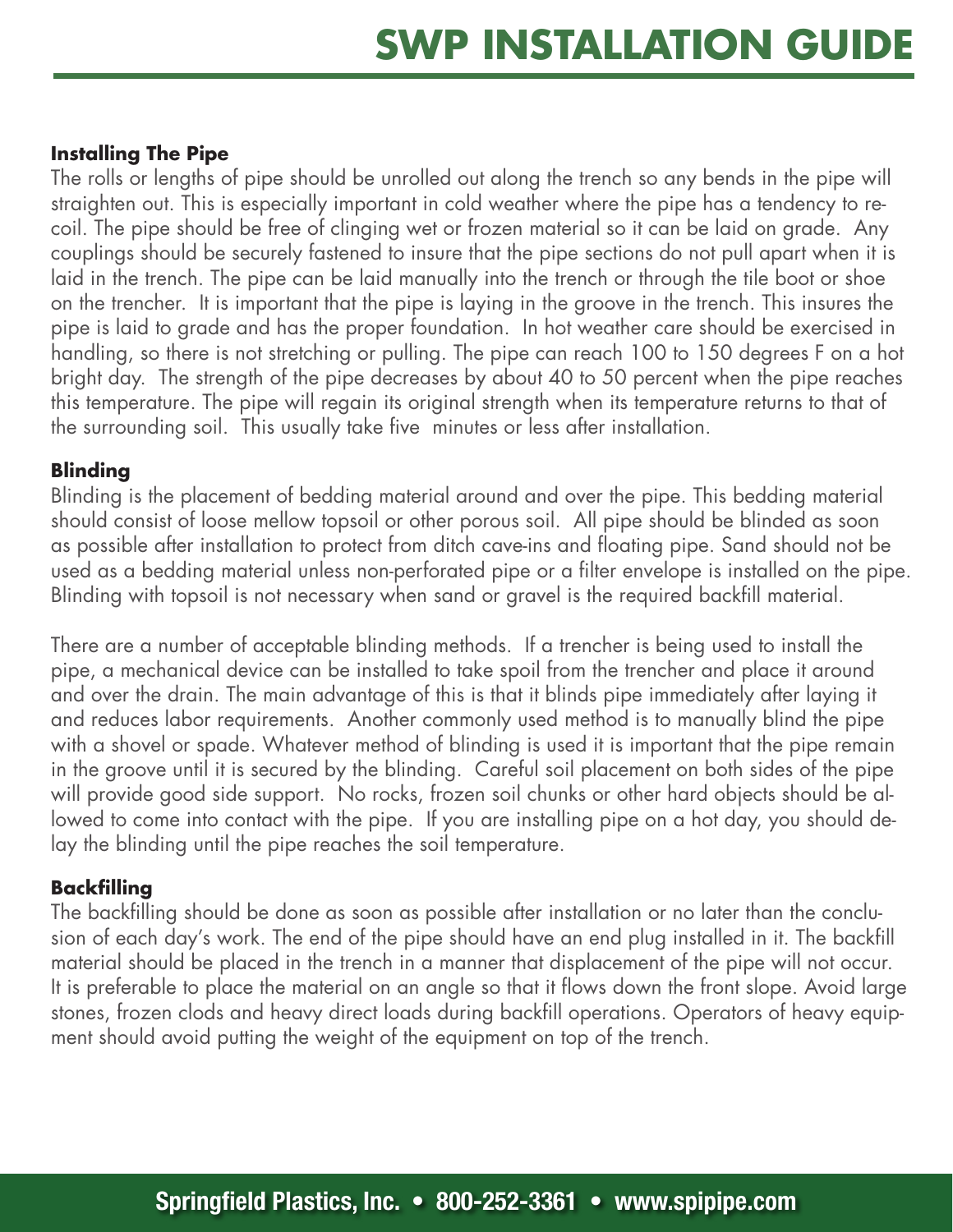# SWP INSTALLATION GUIDE

**Installing The Pipe**

The rolls or lengths of pipe should be unrolled out along the trench so any bends in the pipe will straighten out. This is especially important in cold weather where the pipe has a tendency to recoil. The pipe should be free of clinging wet or frozen material so it can be laid on grade. Any couplings should be securely fastened to insure that the pipe sections do not pull apart when it is laid in the trench. The pipe can be laid manually into the trench or through the tile boot or shoe on the trencher. It is important that the pipe is laying in the groove in the trench. This insures the pipe is laid to grade and has the proper foundation. In hot weather care should be exercised in handling, so there is not stretching or pulling. The pipe can reach 100 to 150 degrees F on a hot bright day. The strength of the pipe decreases by about 40 to 50 percent when the pipe reaches this temperature. The pipe will regain its original strength when its temperature returns to that of the surrounding soil. This usually take five minutes or less after installation.

**Blinding**

Blinding is the placement of bedding material around and over the pipe. This bedding material should consist of loose mellow topsoil or other porous soil. All pipe should be blinded as soon as possible after installation to protect from ditch cave-ins and floating pipe. Sand should not be used as a bedding material unless non-perforated pipe or a filter envelope is installed on the pipe. Blinding with topsoil is not necessary when sand or gravel is the required backfill material.

There are a number of acceptable blinding methods. If a trencher is being used to install the pipe, a mechanical device can be installed to take spoil from the trencher and place it around and over the drain. The main advantage of this is that it blinds pipe immediately after laying it and reduces labor requirements. Another commonly used method is to manually blind the pipe with a shovel or spade. Whatever method of blinding is used it is important that the pipe remain in the groove until it is secured by the blinding. Careful soil placement on both sides of the pipe will provide good side support. No rocks, frozen soil chunks or other hard objects should be allowed to come into contact with the pipe. If you are installing pipe on a hot day, you should delay the blinding until the pipe reaches the soil temperature.

**Backfilling**

The backfilling should be done as soon as possible after installation or no later than the conclusion of each day's work. The end of the pipe should have an end plug installed in it. The backfill material should be placed in the trench in a manner that displacement of the pipe will not occur. It is preferable to place the material on an angle so that it flows down the front slope. Avoid large stones, frozen clods and heavy direct loads during backfill operations. Operators of heavy equipment should avoid putting the weight of the equipment on top of the trench.

Springfield Plastics, Inc. • 800-252-3361 • www.spipipe.com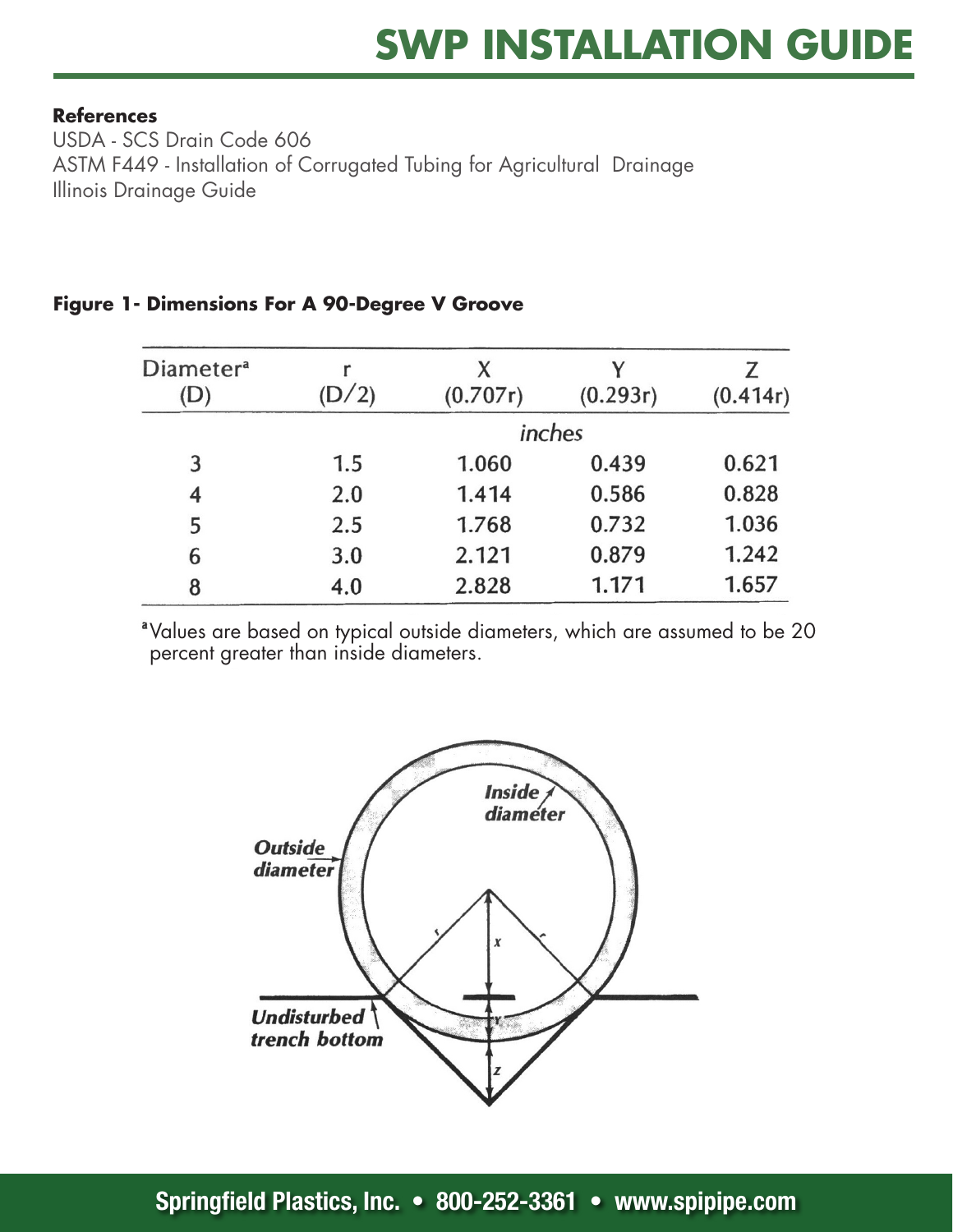**References**

USDA - SCS Drain Code 606
ASTM F449 - Installation of Corrugated Tubing for Agricultural Drainage
Illinois Drainage Guide

**Figure 1- Dimensions For A 90-Degree V Groove**

| Diameter[a] (D) | r (D/2) | X (0.707r) | Y (0.293r) | Z (0.414r) |
|---|---|---|---|---|
| | | *inches* | | |
| 3 | 1.5 | 1.060 | 0.439 | 0.621 |
| 4 | 2.0 | 1.414 | 0.586 | 0.828 |
| 5 | 2.5 | 1.768 | 0.732 | 1.036 |
| 6 | 3.0 | 2.121 | 0.879 | 1.242 |
| 8 | 4.0 | 2.828 | 1.171 | 1.657 |

[a] Values are based on typical outside diameters, which are assumed to be 20 percent greater than inside diameters.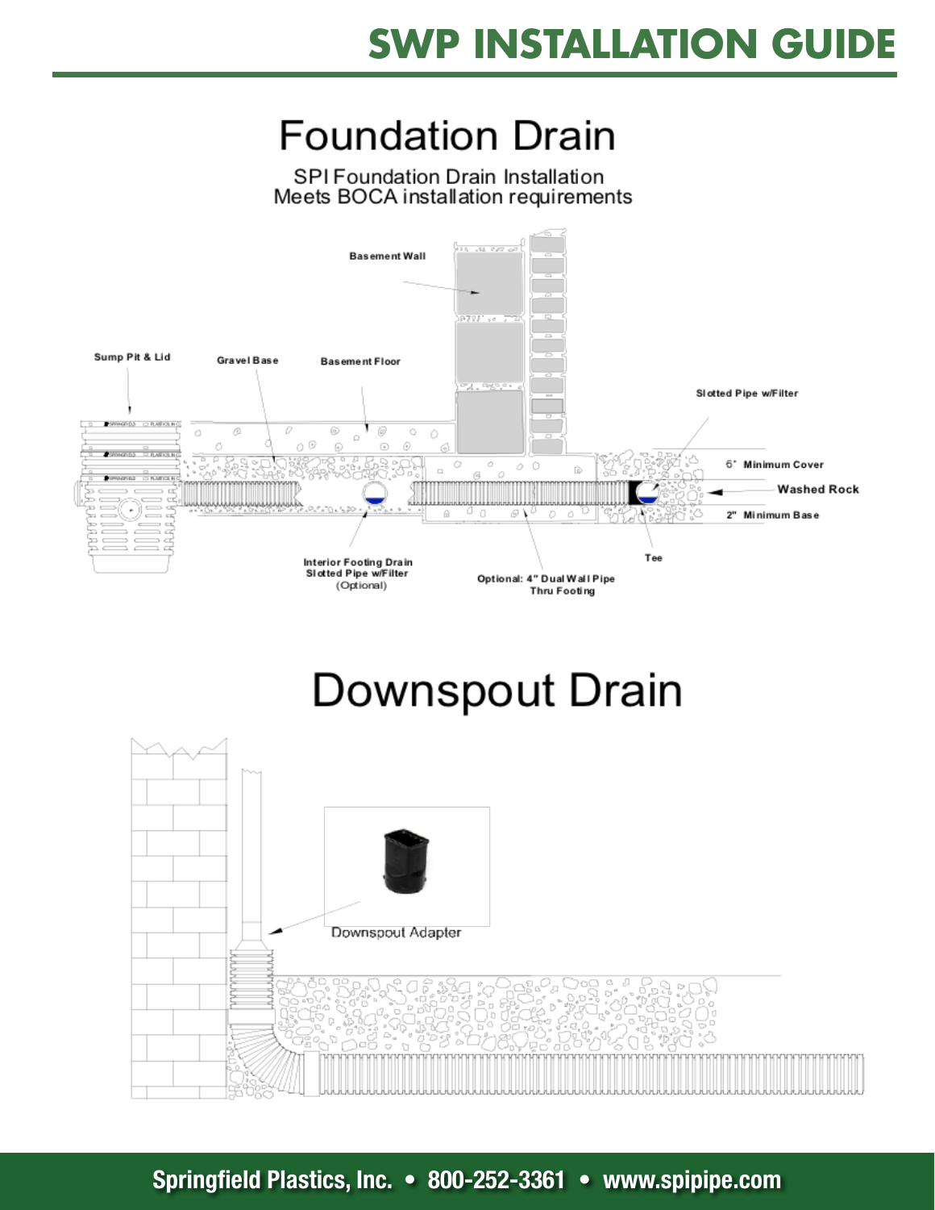# SWP INSTALLATION GUIDE

## Foundation Drain

SPI Foundation Drain Installation
Meets BOCA installation requirements

Basement Wall

Sump Pit & Lid

Gravel Base

Basement Floor

Slotted Pipe w/Filter

6" Minimum Cover

Washed Rock

2" Minimum Base

Tee

Interior Footing Drain
Slotted Pipe w/Filter
(Optional)

Optional: 4" Dual Wall Pipe
Thru Footing

## Downspout Drain

Downspout Adapter

Springfield Plastics, Inc. • 800-252-3361 • www.spipipe.com